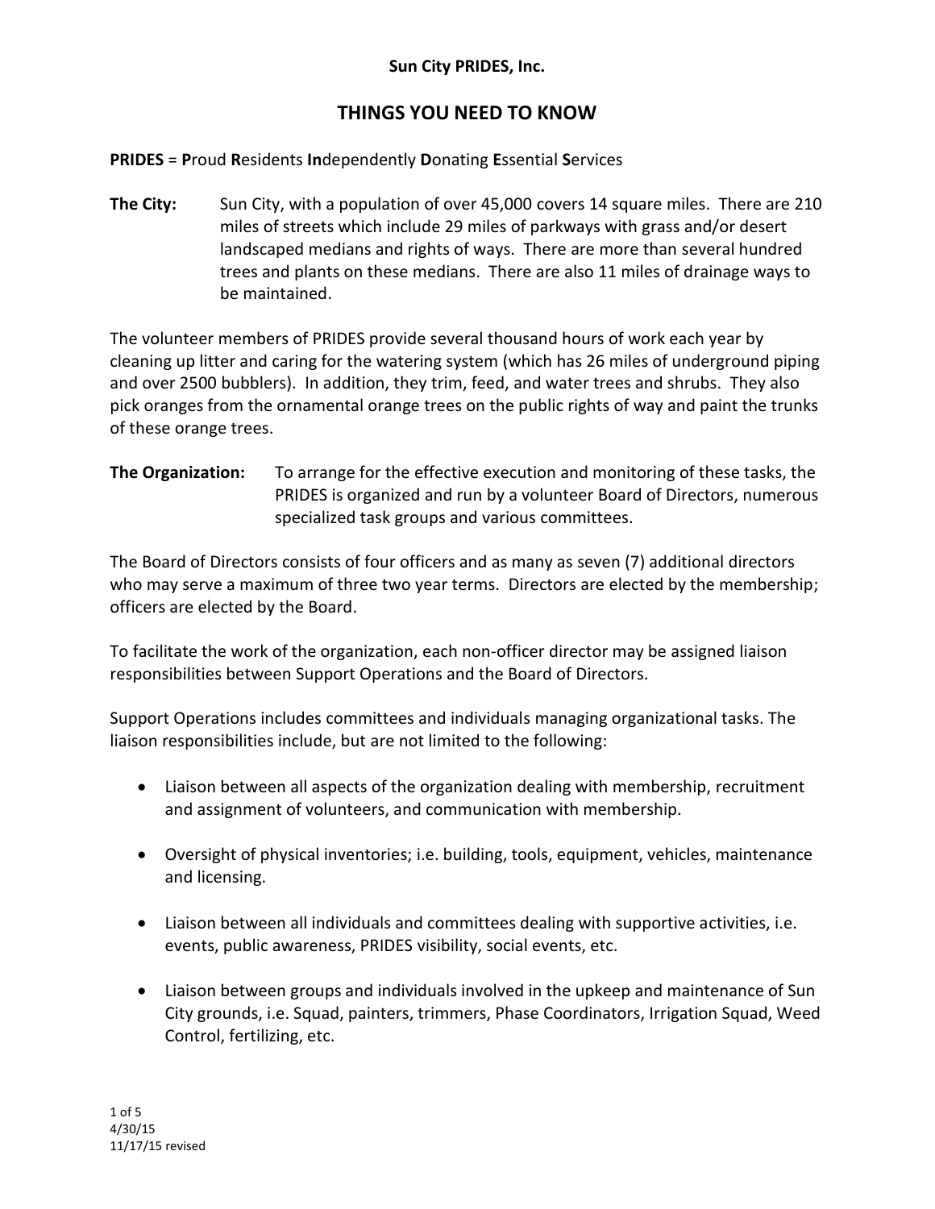**Sun City PRIDES, Inc.**

# THINGS YOU NEED TO KNOW

**PRIDES** = **P**roud **R**esidents **In**dependently **D**onating **E**ssential **S**ervices

**The City:** Sun City, with a population of over 45,000 covers 14 square miles. There are 210 miles of streets which include 29 miles of parkways with grass and/or desert landscaped medians and rights of ways. There are more than several hundred trees and plants on these medians. There are also 11 miles of drainage ways to be maintained.

The volunteer members of PRIDES provide several thousand hours of work each year by cleaning up litter and caring for the watering system (which has 26 miles of underground piping and over 2500 bubblers). In addition, they trim, feed, and water trees and shrubs. They also pick oranges from the ornamental orange trees on the public rights of way and paint the trunks of these orange trees.

**The Organization:** To arrange for the effective execution and monitoring of these tasks, the PRIDES is organized and run by a volunteer Board of Directors, numerous specialized task groups and various committees.

The Board of Directors consists of four officers and as many as seven (7) additional directors who may serve a maximum of three two year terms. Directors are elected by the membership; officers are elected by the Board.

To facilitate the work of the organization, each non-officer director may be assigned liaison responsibilities between Support Operations and the Board of Directors.

Support Operations includes committees and individuals managing organizational tasks. The liaison responsibilities include, but are not limited to the following:

- Liaison between all aspects of the organization dealing with membership, recruitment and assignment of volunteers, and communication with membership.
- Oversight of physical inventories; i.e. building, tools, equipment, vehicles, maintenance and licensing.
- Liaison between all individuals and committees dealing with supportive activities, i.e. events, public awareness, PRIDES visibility, social events, etc.
- Liaison between groups and individuals involved in the upkeep and maintenance of Sun City grounds, i.e. Squad, painters, trimmers, Phase Coordinators, Irrigation Squad, Weed Control, fertilizing, etc.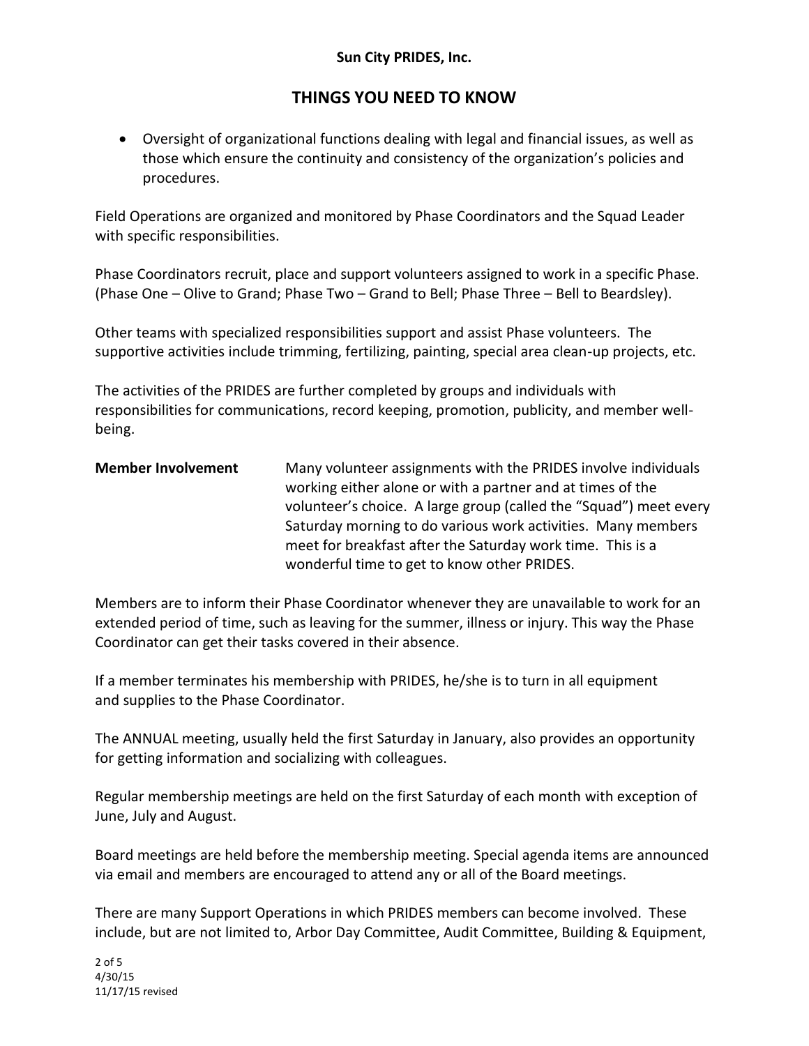**Sun City PRIDES, Inc.**

## THINGS YOU NEED TO KNOW

- Oversight of organizational functions dealing with legal and financial issues, as well as those which ensure the continuity and consistency of the organization's policies and procedures.

Field Operations are organized and monitored by Phase Coordinators and the Squad Leader with specific responsibilities.

Phase Coordinators recruit, place and support volunteers assigned to work in a specific Phase. (Phase One – Olive to Grand; Phase Two – Grand to Bell; Phase Three – Bell to Beardsley).

Other teams with specialized responsibilities support and assist Phase volunteers. The supportive activities include trimming, fertilizing, painting, special area clean-up projects, etc.

The activities of the PRIDES are further completed by groups and individuals with responsibilities for communications, record keeping, promotion, publicity, and member well-being.

**Member Involvement** Many volunteer assignments with the PRIDES involve individuals working either alone or with a partner and at times of the volunteer's choice. A large group (called the "Squad") meet every Saturday morning to do various work activities. Many members meet for breakfast after the Saturday work time. This is a wonderful time to get to know other PRIDES.

Members are to inform their Phase Coordinator whenever they are unavailable to work for an extended period of time, such as leaving for the summer, illness or injury. This way the Phase Coordinator can get their tasks covered in their absence.

If a member terminates his membership with PRIDES, he/she is to turn in all equipment and supplies to the Phase Coordinator.

The ANNUAL meeting, usually held the first Saturday in January, also provides an opportunity for getting information and socializing with colleagues.

Regular membership meetings are held on the first Saturday of each month with exception of June, July and August.

Board meetings are held before the membership meeting. Special agenda items are announced via email and members are encouraged to attend any or all of the Board meetings.

There are many Support Operations in which PRIDES members can become involved. These include, but are not limited to, Arbor Day Committee, Audit Committee, Building & Equipment,

4/30/15
11/17/15 revised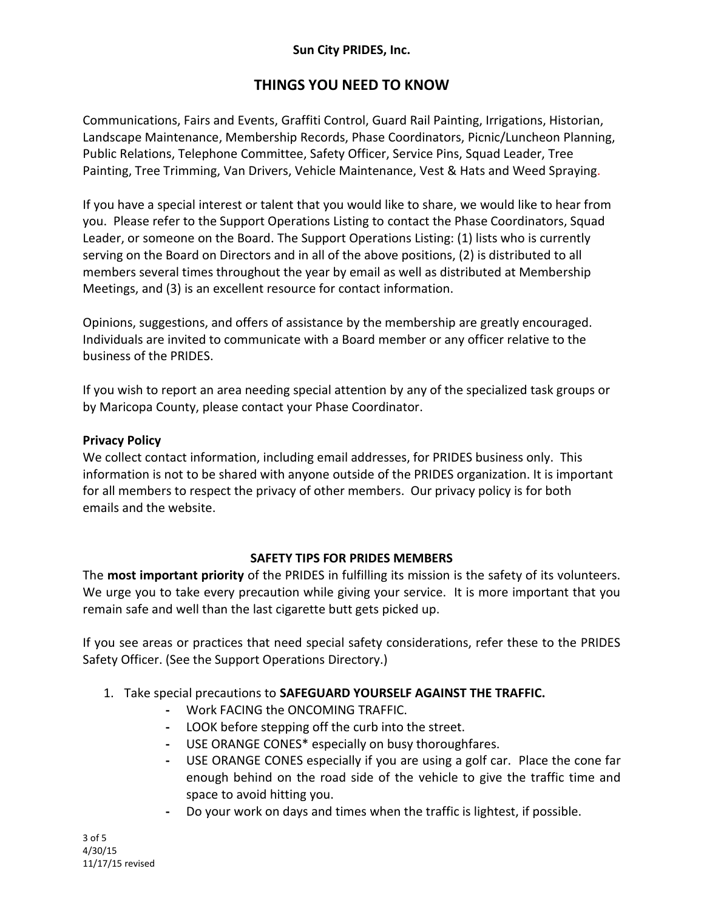**Sun City PRIDES, Inc.**

## THINGS YOU NEED TO KNOW

Communications, Fairs and Events, Graffiti Control, Guard Rail Painting, Irrigations, Historian, Landscape Maintenance, Membership Records, Phase Coordinators, Picnic/Luncheon Planning, Public Relations, Telephone Committee, Safety Officer, Service Pins, Squad Leader, Tree Painting, Tree Trimming, Van Drivers, Vehicle Maintenance, Vest & Hats and Weed Spraying.

If you have a special interest or talent that you would like to share, we would like to hear from you. Please refer to the Support Operations Listing to contact the Phase Coordinators, Squad Leader, or someone on the Board. The Support Operations Listing: (1) lists who is currently serving on the Board on Directors and in all of the above positions, (2) is distributed to all members several times throughout the year by email as well as distributed at Membership Meetings, and (3) is an excellent resource for contact information.

Opinions, suggestions, and offers of assistance by the membership are greatly encouraged. Individuals are invited to communicate with a Board member or any officer relative to the business of the PRIDES.

If you wish to report an area needing special attention by any of the specialized task groups or by Maricopa County, please contact your Phase Coordinator.

**Privacy Policy**
We collect contact information, including email addresses, for PRIDES business only. This information is not to be shared with anyone outside of the PRIDES organization. It is important for all members to respect the privacy of other members. Our privacy policy is for both emails and the website.

### SAFETY TIPS FOR PRIDES MEMBERS

The **most important priority** of the PRIDES in fulfilling its mission is the safety of its volunteers. We urge you to take every precaution while giving your service. It is more important that you remain safe and well than the last cigarette butt gets picked up.

If you see areas or practices that need special safety considerations, refer these to the PRIDES Safety Officer. (See the Support Operations Directory.)

1. Take special precautions to **SAFEGUARD YOURSELF AGAINST THE TRAFFIC.**
   - Work FACING the ONCOMING TRAFFIC.
   - LOOK before stepping off the curb into the street.
   - USE ORANGE CONES* especially on busy thoroughfares.
   - USE ORANGE CONES especially if you are using a golf car. Place the cone far enough behind on the road side of the vehicle to give the traffic time and space to avoid hitting you.
   - Do your work on days and times when the traffic is lightest, if possible.

4/30/15
11/17/15 revised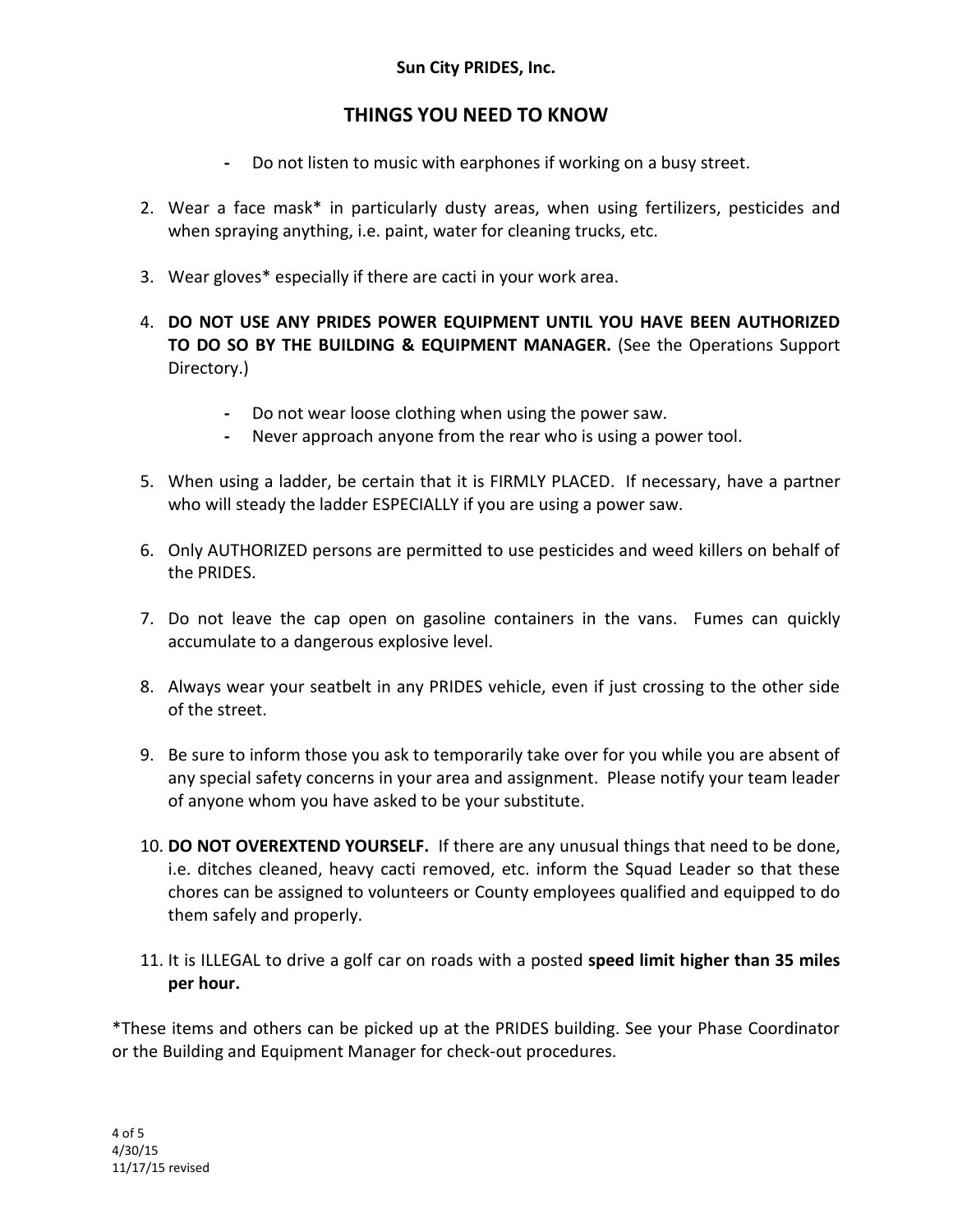**Sun City PRIDES, Inc.**

## THINGS YOU NEED TO KNOW

- Do not listen to music with earphones if working on a busy street.

2. Wear a face mask* in particularly dusty areas, when using fertilizers, pesticides and when spraying anything, i.e. paint, water for cleaning trucks, etc.

3. Wear gloves* especially if there are cacti in your work area.

4. **DO NOT USE ANY PRIDES POWER EQUIPMENT UNTIL YOU HAVE BEEN AUTHORIZED TO DO SO BY THE BUILDING & EQUIPMENT MANAGER.** (See the Operations Support Directory.)

   - Do not wear loose clothing when using the power saw.
   - Never approach anyone from the rear who is using a power tool.

5. When using a ladder, be certain that it is FIRMLY PLACED. If necessary, have a partner who will steady the ladder ESPECIALLY if you are using a power saw.

6. Only AUTHORIZED persons are permitted to use pesticides and weed killers on behalf of the PRIDES.

7. Do not leave the cap open on gasoline containers in the vans. Fumes can quickly accumulate to a dangerous explosive level.

8. Always wear your seatbelt in any PRIDES vehicle, even if just crossing to the other side of the street.

9. Be sure to inform those you ask to temporarily take over for you while you are absent of any special safety concerns in your area and assignment. Please notify your team leader of anyone whom you have asked to be your substitute.

10. **DO NOT OVEREXTEND YOURSELF.** If there are any unusual things that need to be done, i.e. ditches cleaned, heavy cacti removed, etc. inform the Squad Leader so that these chores can be assigned to volunteers or County employees qualified and equipped to do them safely and properly.

11. It is ILLEGAL to drive a golf car on roads with a posted **speed limit higher than 35 miles per hour.**

*These items and others can be picked up at the PRIDES building. See your Phase Coordinator or the Building and Equipment Manager for check-out procedures.

4/30/15
11/17/15 revised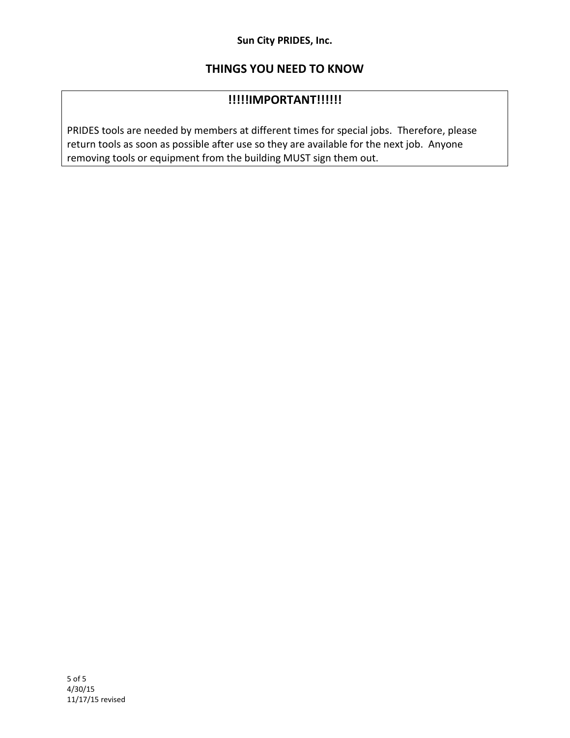## THINGS YOU NEED TO KNOW

### !!!!!IMPORTANT!!!!!!

PRIDES tools are needed by members at different times for special jobs. Therefore, please return tools as soon as possible after use so they are available for the next job. Anyone removing tools or equipment from the building MUST sign them out.